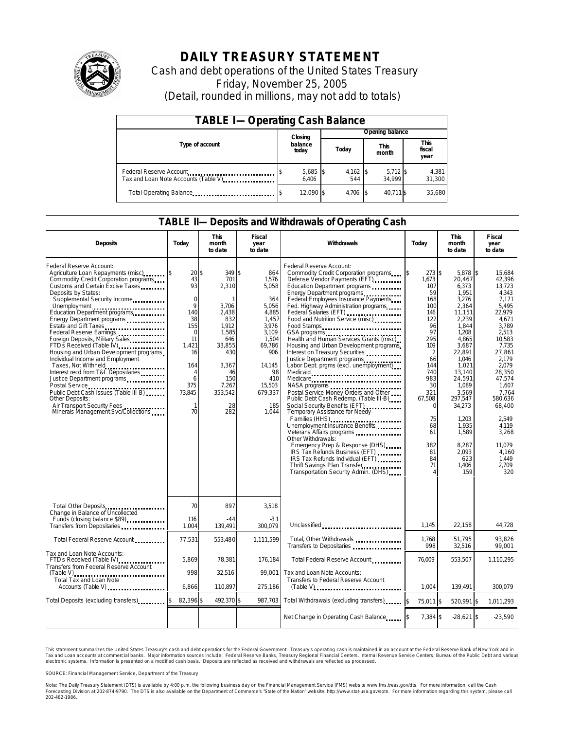# DAILY TREASURY STATEMENT

Cash and debt operations of the United States Treasury
Friday, November 25, 2005
(Detail, rounded in millions, may not add to totals)

## TABLE I—Operating Cash Balance

| Type of account | Closing balance today | Opening balance Today | Opening balance This month | Opening balance This fiscal year |
|---|---|---|---|---|
| Federal Reserve Account | $ 5,685 | $ 4,162 | $ 5,712 | $ 4,381 |
| Tax and Loan Note Accounts (Table V) | 6,406 | 544 | 34,999 | 31,300 |
| Total Operating Balance | $ 12,090 | $ 4,706 | $ 40,711 | $ 35,680 |

## TABLE II—Deposits and Withdrawals of Operating Cash

| Deposits | Today | This month to date | Fiscal year to date | Withdrawals | Today | This month to date | Fiscal year to date |
|---|---|---|---|---|---|---|---|
| Federal Reserve Account: | | | | Federal Reserve Account: | | | |
| Agriculture Loan Repayments (misc) | $ 20 | $ 349 | $ 864 | Commodity Credit Corporation programs | $ 273 | $ 5,878 | $ 15,684 |
| Commodity Credit Corporation programs | 43 | 701 | 1,576 | Defense Vendor Payments (EFT) | 1,673 | 20,467 | 42,396 |
| Customs and Certain Excise Taxes | 93 | 2,310 | 5,058 | Education Department programs | 107 | 6,373 | 13,723 |
| Deposits by States: | | | | Energy Department programs | 59 | 1,951 | 4,343 |
| Supplemental Security Income | 0 | 1 | 364 | Federal Employees Insurance Payments | 168 | 3,276 | 7,171 |
| Unemployment | 9 | 3,706 | 5,056 | Fed. Highway Administration programs | 100 | 2,364 | 5,495 |
| Education Department programs | 140 | 2,438 | 4,885 | Federal Salaries (EFT) | 146 | 11,151 | 22,979 |
| Energy Department programs | 38 | 832 | 1,457 | Food and Nutrition Service (misc) | 122 | 2,239 | 4,671 |
| Estate and Gift Taxes | 155 | 1,912 | 3,976 | Food Stamps | 96 | 1,844 | 3,789 |
| Federal Reserve Earnings | 0 | 1,585 | 3,109 | GSA programs | 97 | 1,208 | 2,513 |
| Foreign Deposits, Military Sales | 11 | 646 | 1,504 | Health and Human Services Grants (misc) | 295 | 4,865 | 10,583 |
| FTD's Received (Table IV) | 1,421 | 33,855 | 69,786 | Housing and Urban Development programs | 109 | 3,687 | 7,735 |
| Housing and Urban Development programs | 16 | 430 | 906 | Interest on Treasury Securities | 2 | 22,891 | 27,861 |
| Individual Income and Employment Taxes, Not Withheld | 164 | 3,367 | 14,145 | Justice Department programs | 66 | 1,046 | 2,179 |
| Interest recd from T&L Depositaries | 4 | 46 | 98 | Labor Dept. prgms (excl. unemployment) | 144 | 1,021 | 2,079 |
| Justice Department programs | 6 | 150 | 410 | Medicaid | 740 | 13,140 | 28,350 |
| Postal Service | 375 | 7,267 | 15,503 | Medicare | 983 | 24,591 | 47,574 |
| Public Debt Cash Issues (Table III-B) | 73,845 | 353,542 | 679,337 | NASA programs | 30 | 1,089 | 1,607 |
| Other Deposits: | | | | Postal Service Money Orders and Other | 321 | 3,569 | 7,764 |
| Air Transport Security Fees | 1 | 28 | 185 | Public Debt Cash Redemp. (Table III-B) | 67,508 | 297,547 | 580,636 |
| Minerals Management Svc/Collections | 70 | 282 | 1,044 | Social Security Benefits (EFT) | 0 | 34,273 | 68,400 |
| | | | | Temporary Assistance for Needy Families (HHS) | 75 | 1,203 | 2,549 |
| | | | | Unemployment Insurance Benefits | 68 | 1,935 | 4,119 |
| | | | | Veterans Affairs programs | 61 | 1,589 | 3,268 |
| | | | | Other Withdrawals: | | | |
| | | | | Emergency Prep & Response (DHS) | 382 | 8,287 | 11,079 |
| | | | | IRS Tax Refunds Business (EFT) | 81 | 2,093 | 4,160 |
| | | | | IRS Tax Refunds Individual (EFT) | 84 | 623 | 1,449 |
| | | | | Thrift Savings Plan Transfer | 71 | 1,406 | 2,709 |
| | | | | Transportation Security Admin. (DHS) | 4 | 159 | 320 |
| Total Other Deposits | 70 | 897 | 3,518 | | | | |
| Change in Balance of Uncollected Funds (closing balance $89) | 116 | -44 | -31 | | | | |
| Transfers from Depositaries | 1,004 | 139,491 | 300,079 | Unclassified | 1,145 | 22,158 | 44,728 |
| Total Federal Reserve Account | 77,531 | 553,480 | 1,111,599 | Total, Other Withdrawals | 1,768 | 51,795 | 93,826 |
| | | | | Transfers to Depositaries | 998 | 32,516 | 99,001 |
| Tax and Loan Note Accounts: | | | | | | | |
| FTD's Received (Table IV) | 5,869 | 78,381 | 176,184 | Total Federal Reserve Account | 76,009 | 553,507 | 1,110,295 |
| Transfers from Federal Reserve Account (Table V) | 998 | 32,516 | 99,001 | Tax and Loan Note Accounts: | | | |
| Total Tax and Loan Note Accounts (Table V) | 6,866 | 110,897 | 275,186 | Transfers to Federal Reserve Account (Table V) | 1,004 | 139,491 | 300,079 |
| Total Deposits (excluding transfers) | $ 82,396 | $ 492,370 | $ 987,703 | Total Withdrawals (excluding transfers) | $ 75,011 | $ 520,991 | $ 1,011,293 |
| | | | | Net Change in Operating Cash Balance | $ 7,384 | $ -28,621 | $ -23,590 |

This statement summarizes the United States Treasury's cash and debt operations for the Federal Government. Treasury's operating cash is maintained in an account at the Federal Reserve Bank of New York and in Tax and Loan accounts at commercial banks. Major information sources include: Federal Reserve Banks, Treasury Regional Financial Centers, Internal Revenue Service Centers, Bureau of the Public Debt and various electronic systems. Information is presented on a modified cash basis. Deposits are reflected as received and withdrawals are reflected as processed.

SOURCE: Financial Management Service, Department of the Treasury

Note: The Daily Treasury Statement (DTS) is available by 4:00 p.m. the following business day on the Financial Management Service (FMS) website www.fms.treas.gov/dts. For more information, call the Cash Forecasting Division at 202-874-9790. The DTS is also available on the Department of Commerce's "State of the Nation" website: http://www.stat-usa.gov/sotn. For more information regarding this system, please call 202-482-1986.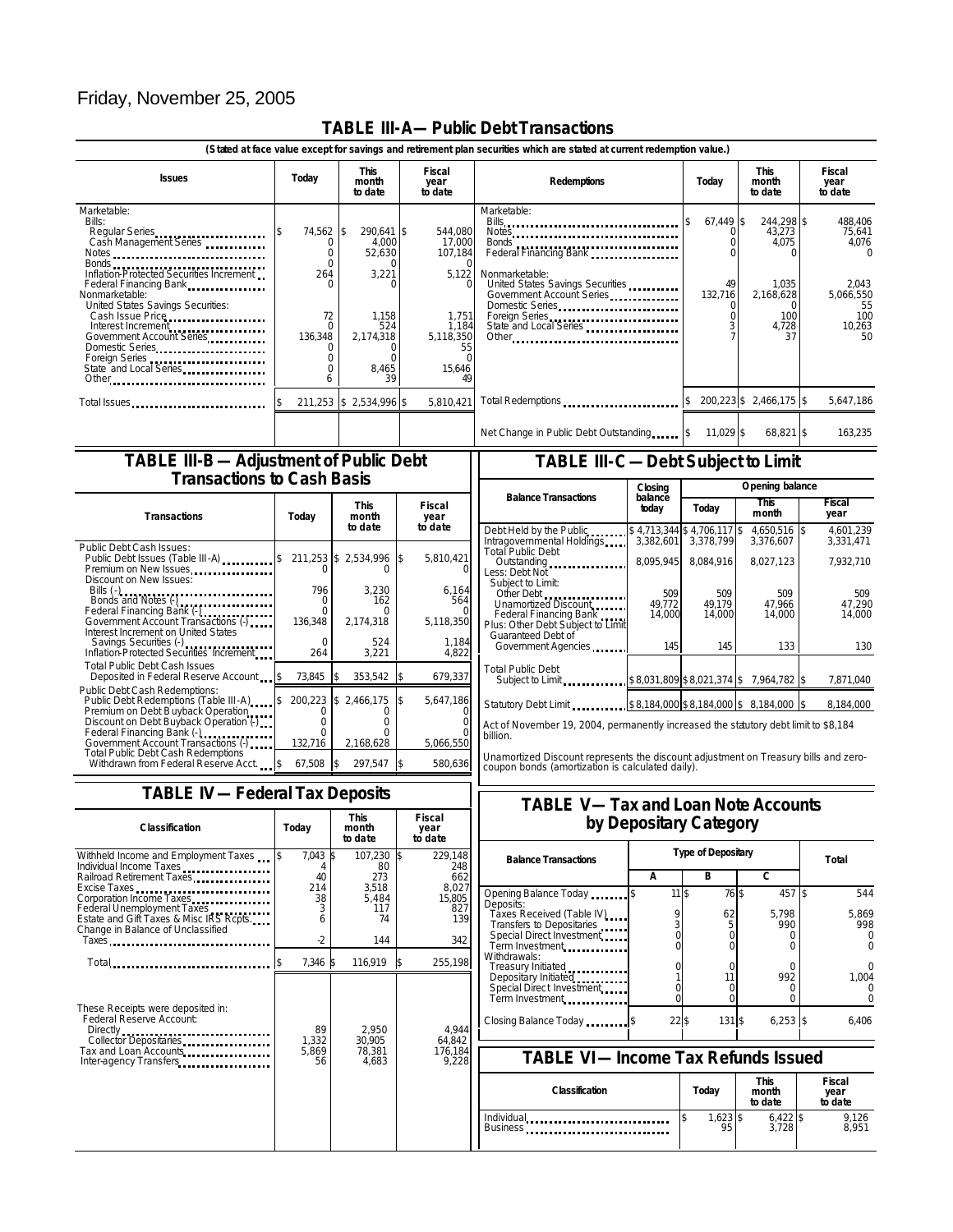Friday, November 25, 2005

## TABLE III-A — Public Debt Transactions

(Stated at face value except for savings and retirement plan securities which are stated at current redemption value.)

| Issues | Today | This month to date | Fiscal year to date |
|---|---|---|---|
| Marketable: | | | |
| Bills: | | | |
| Regular Series | $ 74,562 | $ 290,641 | $ 544,080 |
| Cash Management Series | 0 | 4,000 | 17,000 |
| Notes | 0 | 52,630 | 107,184 |
| Bonds | 0 | 0 | 0 |
| Inflation-Protected Securities Increment | 264 | 3,221 | 5,122 |
| Federal Financing Bank | 0 | 0 | 0 |
| Nonmarketable: | | | |
| United States Savings Securities: | | | |
| Cash Issue Price | 72 | 1,158 | 1,751 |
| Interest Increment | 0 | 524 | 1,184 |
| Government Account Series | 136,348 | 2,174,318 | 5,118,350 |
| Domestic Series | 0 | 0 | 55 |
| Foreign Series | 0 | 0 | 0 |
| State and Local Series | 0 | 8,465 | 15,646 |
| Other | 6 | 39 | 49 |
| Total Issues | $ 211,253 | $ 2,534,996 | $ 5,810,421 |

| Redemptions | Today | This month to date | Fiscal year to date |
|---|---|---|---|
| Marketable: | | | |
| Bills | $ 67,449 | $ 244,298 | $ 488,406 |
| Notes | 0 | 43,273 | 75,641 |
| Bonds | 0 | 4,075 | 4,076 |
| Federal Financing Bank | 0 | 0 | 0 |
| Nonmarketable: | | | |
| United States Savings Securities | 49 | 1,035 | 2,043 |
| Government Account Series | 132,716 | 2,168,628 | 5,066,550 |
| Domestic Series | 0 | 0 | 55 |
| Foreign Series | 0 | 100 | 100 |
| State and Local Series | 3 | 4,728 | 10,263 |
| Other | 7 | 37 | 50 |
| Total Redemptions | $ 200,223 | $ 2,466,175 | $ 5,647,186 |
| Net Change in Public Debt Outstanding | $ 11,029 | $ 68,821 | $ 163,235 |

## TABLE III-B — Adjustment of Public Debt Transactions to Cash Basis

| Transactions | Today | This month to date | Fiscal year to date |
|---|---|---|---|
| Public Debt Cash Issues: | | | |
| Public Debt Issues (Table III-A) | $ 211,253 | $ 2,534,996 | $ 5,810,421 |
| Premium on New Issues | 0 | 0 | 0 |
| Discount on New Issues: | | | |
| Bills (-) | 796 | 3,230 | 6,164 |
| Bonds and Notes (-) | 0 | 162 | 564 |
| Federal Financing Bank (-) | 0 | 0 | 0 |
| Government Account Transactions (-) | 136,348 | 2,174,318 | 5,118,350 |
| Interest Increment on United States Savings Securities (-) | 0 | 524 | 1,184 |
| Inflation-Protected Securities Increment | 264 | 3,221 | 4,822 |
| Total Public Debt Cash Issues Deposited in Federal Reserve Account | $ 73,845 | $ 353,542 | $ 679,337 |
| Public Debt Cash Redemptions: | | | |
| Public Debt Redemptions (Table III-A) | $ 200,223 | $ 2,466,175 | $ 5,647,186 |
| Premium on Debt Buyback Operation | 0 | 0 | 0 |
| Discount on Debt Buyback Operation (-) | 0 | 0 | 0 |
| Federal Financing Bank (-) | 0 | 0 | 0 |
| Government Account Transactions (-) | 132,716 | 2,168,628 | 5,066,550 |
| Total Public Debt Cash Redemptions Withdrawn from Federal Reserve Acct. | $ 67,508 | $ 297,547 | $ 580,636 |

## TABLE III-C — Debt Subject to Limit

| Balance Transactions | Closing balance today | Opening balance Today | Opening balance This month | Opening balance Fiscal year |
|---|---|---|---|---|
| Debt Held by the Public | $ 4,713,344 | $ 4,706,117 | $ 4,650,516 | $ 4,601,239 |
| Intragovernmental Holdings | 3,382,601 | 3,378,799 | 3,376,607 | 3,331,471 |
| Total Public Debt Outstanding | 8,095,945 | 8,084,916 | 8,027,123 | 7,932,710 |
| Less: Debt Not Subject to Limit: | | | | |
| Other Debt | 509 | 509 | 509 | 509 |
| Unamortized Discount | 49,772 | 49,179 | 47,966 | 47,290 |
| Federal Financing Bank | 14,000 | 14,000 | 14,000 | 14,000 |
| Plus: Other Debt Subject to Limit | | | | |
| Guaranteed Debt of Government Agencies | 145 | 145 | 133 | 130 |
| Total Public Debt Subject to Limit | $ 8,031,809 | $ 8,021,374 | $ 7,964,782 | $ 7,871,040 |
| Statutory Debt Limit | $ 8,184,000 | $ 8,184,000 | $ 8,184,000 | $ 8,184,000 |

Act of November 19, 2004, permanently increased the statutory debt limit to $8,184 billion.

Unamortized Discount represents the discount adjustment on Treasury bills and zero-coupon bonds (amortization is calculated daily).

## TABLE IV — Federal Tax Deposits

| Classification | Today | This month to date | Fiscal year to date |
|---|---|---|---|
| Withheld Income and Employment Taxes | $ 7,043 | $ 107,230 | $ 229,148 |
| Individual Income Taxes | 4 | 80 | 248 |
| Railroad Retirement Taxes | 40 | 273 | 662 |
| Excise Taxes | 214 | 3,518 | 8,027 |
| Corporation Income Taxes | 38 | 5,484 | 15,805 |
| Federal Unemployment Taxes | 3 | 117 | 827 |
| Estate and Gift Taxes & Misc IRS Rcpts. | 6 | 74 | 139 |
| Change in Balance of Unclassified Taxes | -2 | 144 | 342 |
| Total | $ 7,346 | $ 116,919 | $ 255,198 |
| These Receipts were deposited in: | | | |
| Federal Reserve Account: | | | |
| Directly | 89 | 2,950 | 4,944 |
| Collector Depositaries | 1,332 | 30,905 | 64,842 |
| Tax and Loan Accounts | 5,869 | 78,381 | 176,184 |
| Inter-agency Transfers | 56 | 4,683 | 9,228 |

## TABLE V — Tax and Loan Note Accounts by Depositary Category

| Balance Transactions | Type of Depositary A | Type of Depositary B | Type of Depositary C | Total |
|---|---|---|---|---|
| Opening Balance Today | $ 11 | $ 76 | $ 457 | $ 544 |
| Deposits: | | | | |
| Taxes Received (Table IV) | 9 | 62 | 5,798 | 5,869 |
| Transfers to Depositaries | 3 | 5 | 990 | 998 |
| Special Direct Investment | 0 | 0 | 0 | 0 |
| Term Investment | 0 | 0 | 0 | 0 |
| Withdrawals: | | | | |
| Treasury Initiated | 0 | 0 | 0 | 0 |
| Depositary Initiated | 1 | 11 | 992 | 1,004 |
| Special Direct Investment | 0 | 0 | 0 | 0 |
| Term Investment | 0 | 0 | 0 | 0 |
| Closing Balance Today | $ 22 | $ 131 | $ 6,253 | $ 6,406 |

## TABLE VI — Income Tax Refunds Issued

| Classification | Today | This month to date | Fiscal year to date |
|---|---|---|---|
| Individual | $ 1,623 | $ 6,422 | $ 9,126 |
| Business | 95 | 3,728 | 8,951 |